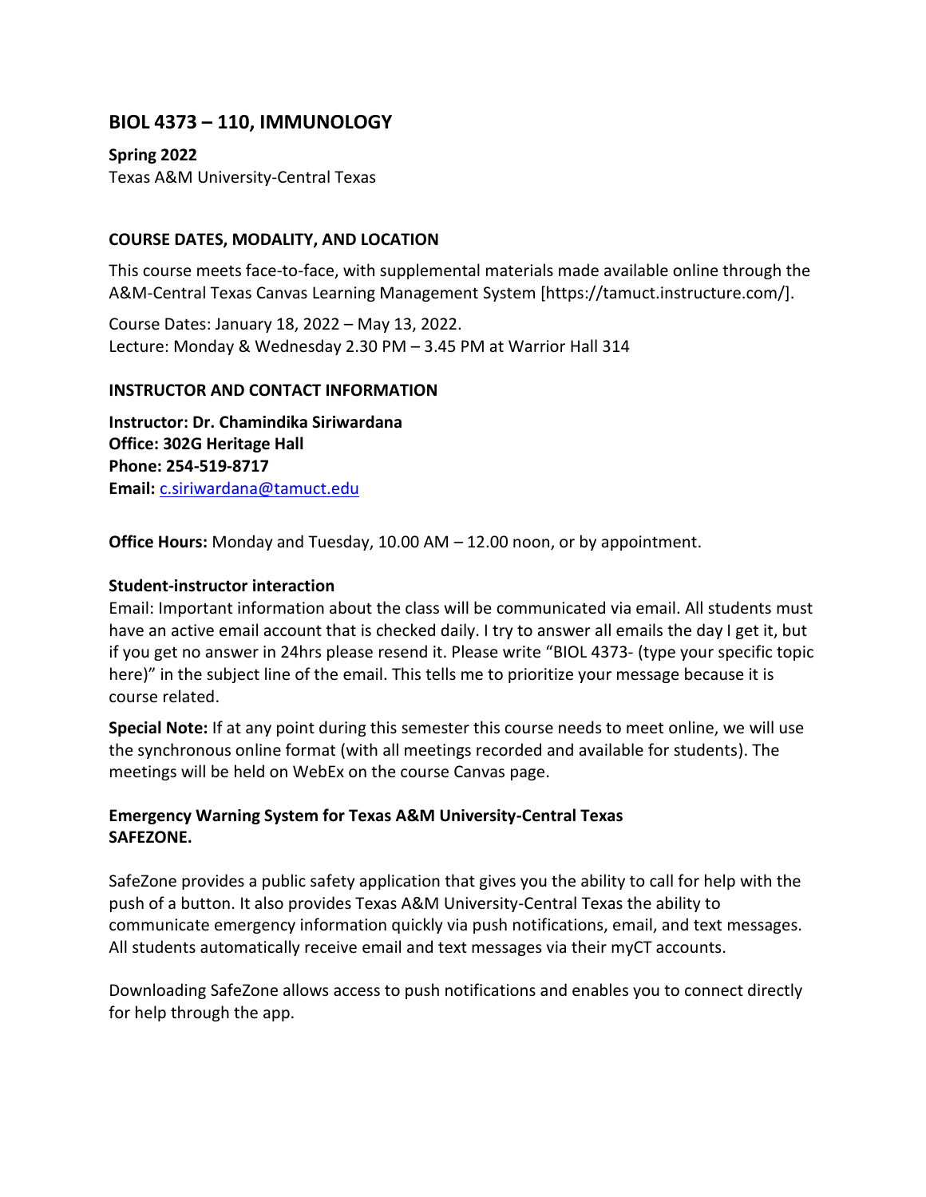# BIOL 4373 – 110, IMMUNOLOGY

**Spring 2022**
Texas A&M University-Central Texas

## COURSE DATES, MODALITY, AND LOCATION

This course meets face-to-face, with supplemental materials made available online through the A&M-Central Texas Canvas Learning Management System [https://tamuct.instructure.com/].

Course Dates: January 18, 2022 – May 13, 2022.
Lecture: Monday & Wednesday 2.30 PM – 3.45 PM at Warrior Hall 314

## INSTRUCTOR AND CONTACT INFORMATION

**Instructor: Dr. Chamindika Siriwardana**
**Office: 302G Heritage Hall**
**Phone: 254-519-8717**
**Email:** c.siriwardana@tamuct.edu

**Office Hours:** Monday and Tuesday, 10.00 AM – 12.00 noon, or by appointment.

**Student-instructor interaction**
Email: Important information about the class will be communicated via email. All students must have an active email account that is checked daily. I try to answer all emails the day I get it, but if you get no answer in 24hrs please resend it. Please write "BIOL 4373- (type your specific topic here)" in the subject line of the email. This tells me to prioritize your message because it is course related.

**Special Note:** If at any point during this semester this course needs to meet online, we will use the synchronous online format (with all meetings recorded and available for students). The meetings will be held on WebEx on the course Canvas page.

**Emergency Warning System for Texas A&M University-Central Texas**
**SAFEZONE.**

SafeZone provides a public safety application that gives you the ability to call for help with the push of a button. It also provides Texas A&M University-Central Texas the ability to communicate emergency information quickly via push notifications, email, and text messages. All students automatically receive email and text messages via their myCT accounts.

Downloading SafeZone allows access to push notifications and enables you to connect directly for help through the app.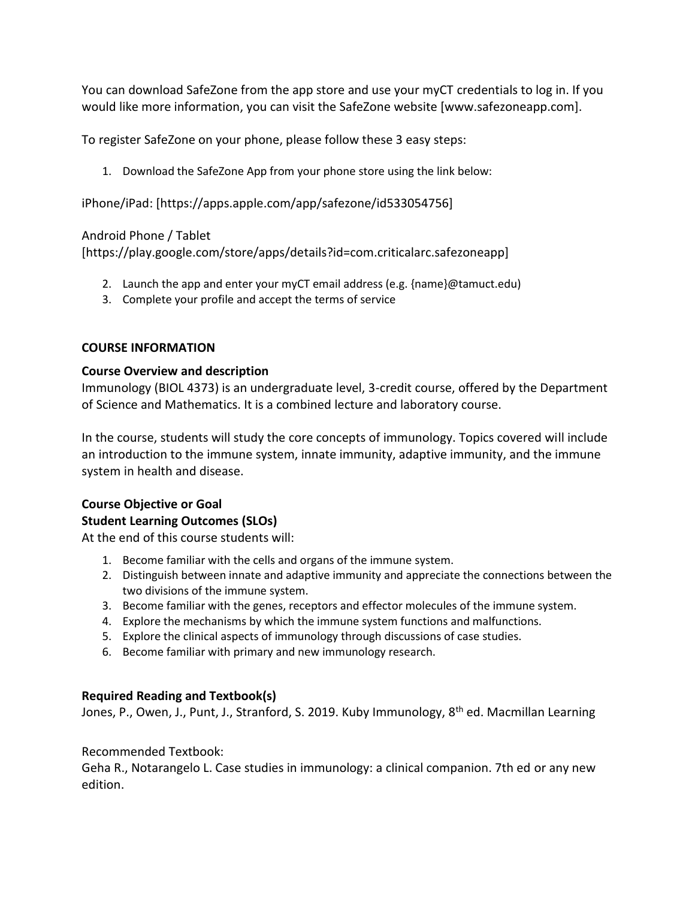You can download SafeZone from the app store and use your myCT credentials to log in. If you would like more information, you can visit the SafeZone website [www.safezoneapp.com].

To register SafeZone on your phone, please follow these 3 easy steps:

1. Download the SafeZone App from your phone store using the link below:

iPhone/iPad: [https://apps.apple.com/app/safezone/id533054756]

Android Phone / Tablet
[https://play.google.com/store/apps/details?id=com.criticalarc.safezoneapp]

2. Launch the app and enter your myCT email address (e.g. {name}@tamuct.edu)
3. Complete your profile and accept the terms of service

## COURSE INFORMATION

### Course Overview and description

Immunology (BIOL 4373) is an undergraduate level, 3-credit course, offered by the Department of Science and Mathematics. It is a combined lecture and laboratory course.

In the course, students will study the core concepts of immunology. Topics covered will include an introduction to the immune system, innate immunity, adaptive immunity, and the immune system in health and disease.

### Course Objective or Goal

### Student Learning Outcomes (SLOs)

At the end of this course students will:

1. Become familiar with the cells and organs of the immune system.
2. Distinguish between innate and adaptive immunity and appreciate the connections between the two divisions of the immune system.
3. Become familiar with the genes, receptors and effector molecules of the immune system.
4. Explore the mechanisms by which the immune system functions and malfunctions.
5. Explore the clinical aspects of immunology through discussions of case studies.
6. Become familiar with primary and new immunology research.

### Required Reading and Textbook(s)

Jones, P., Owen, J., Punt, J., Stranford, S. 2019. Kuby Immunology, 8th ed. Macmillan Learning

Recommended Textbook:
Geha R., Notarangelo L. Case studies in immunology: a clinical companion. 7th ed or any new edition.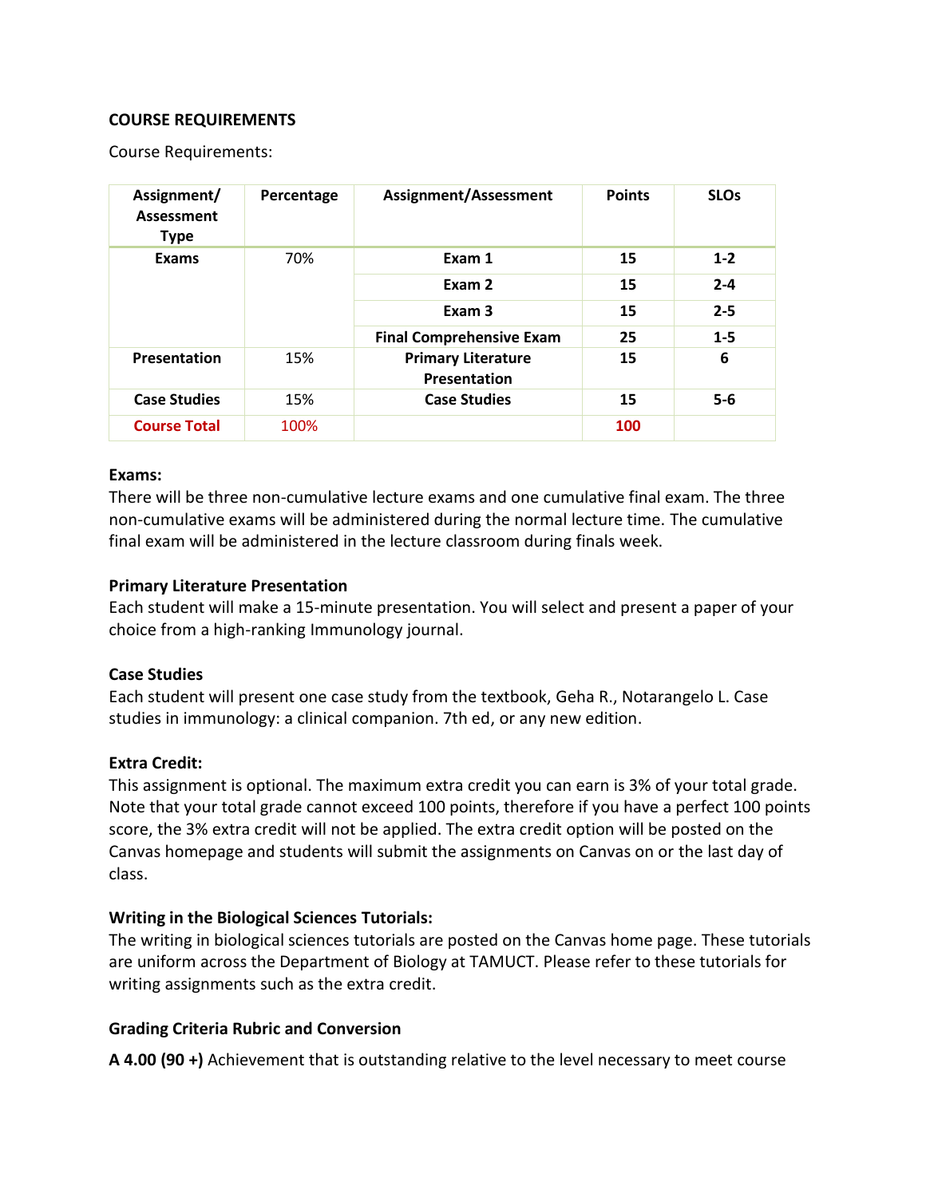**COURSE REQUIREMENTS**

Course Requirements:

| Assignment/ Assessment Type | Percentage | Assignment/Assessment | Points | SLOs |
|---|---|---|---|---|
| **Exams** | 70% | **Exam 1** | **15** | **1-2** |
| | | **Exam 2** | **15** | **2-4** |
| | | **Exam 3** | **15** | **2-5** |
| | | **Final Comprehensive Exam** | **25** | **1-5** |
| **Presentation** | 15% | **Primary Literature Presentation** | **15** | **6** |
| **Case Studies** | 15% | **Case Studies** | **15** | **5-6** |
| **Course Total** | 100% | | **100** | |

**Exams:**
There will be three non-cumulative lecture exams and one cumulative final exam. The three non-cumulative exams will be administered during the normal lecture time. The cumulative final exam will be administered in the lecture classroom during finals week.

**Primary Literature Presentation**
Each student will make a 15-minute presentation. You will select and present a paper of your choice from a high-ranking Immunology journal.

**Case Studies**
Each student will present one case study from the textbook, Geha R., Notarangelo L. Case studies in immunology: a clinical companion. 7th ed, or any new edition.

**Extra Credit:**
This assignment is optional. The maximum extra credit you can earn is 3% of your total grade. Note that your total grade cannot exceed 100 points, therefore if you have a perfect 100 points score, the 3% extra credit will not be applied. The extra credit option will be posted on the Canvas homepage and students will submit the assignments on Canvas on or the last day of class.

**Writing in the Biological Sciences Tutorials:**
The writing in biological sciences tutorials are posted on the Canvas home page. These tutorials are uniform across the Department of Biology at TAMUCT. Please refer to these tutorials for writing assignments such as the extra credit.

**Grading Criteria Rubric and Conversion**

**A 4.00 (90 +)** Achievement that is outstanding relative to the level necessary to meet course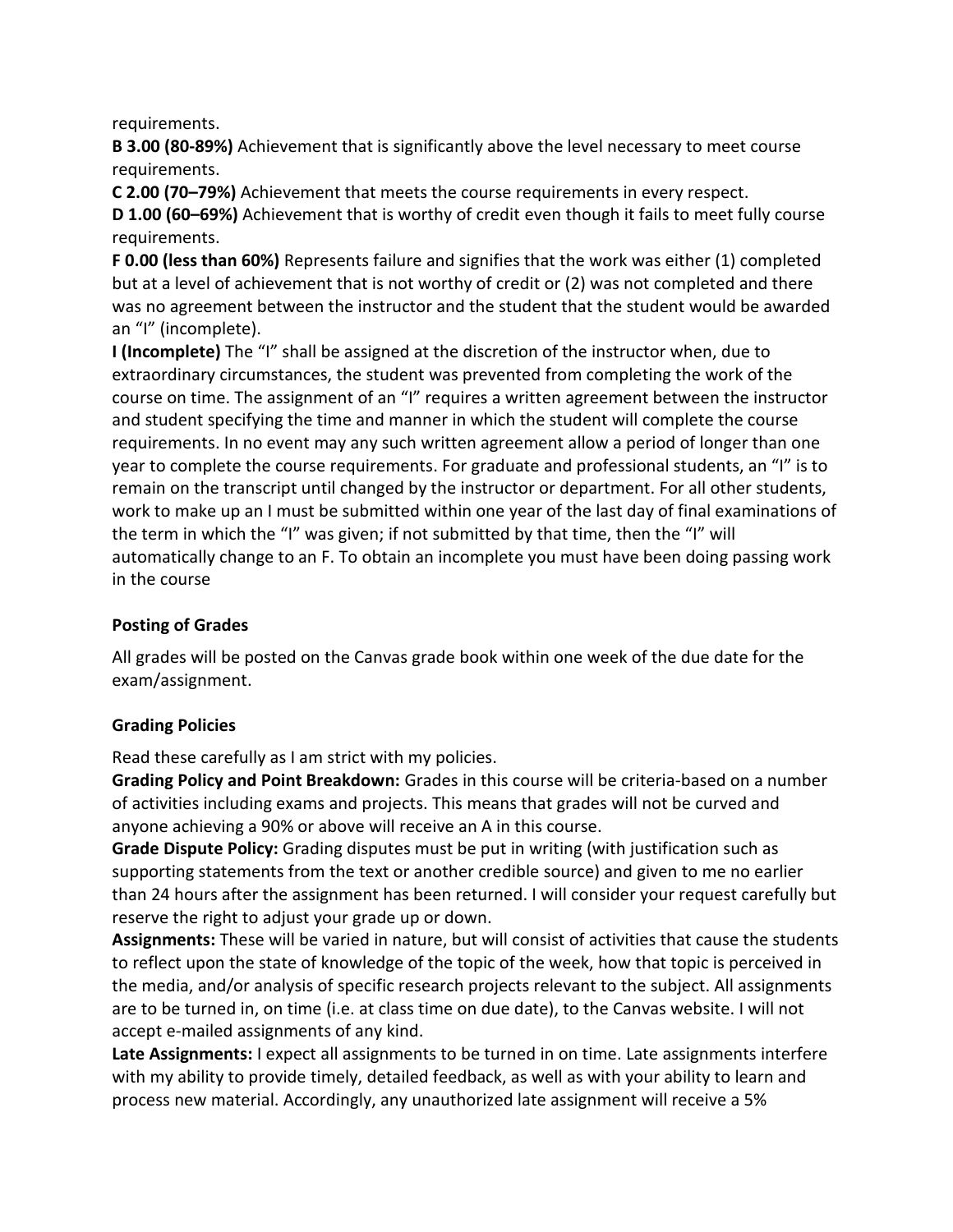requirements.

**B 3.00 (80-89%)** Achievement that is significantly above the level necessary to meet course requirements.

**C 2.00 (70–79%)** Achievement that meets the course requirements in every respect.

**D 1.00 (60–69%)** Achievement that is worthy of credit even though it fails to meet fully course requirements.

**F 0.00 (less than 60%)** Represents failure and signifies that the work was either (1) completed but at a level of achievement that is not worthy of credit or (2) was not completed and there was no agreement between the instructor and the student that the student would be awarded an "I" (incomplete).

**I (Incomplete)** The "I" shall be assigned at the discretion of the instructor when, due to extraordinary circumstances, the student was prevented from completing the work of the course on time. The assignment of an "I" requires a written agreement between the instructor and student specifying the time and manner in which the student will complete the course requirements. In no event may any such written agreement allow a period of longer than one year to complete the course requirements. For graduate and professional students, an "I" is to remain on the transcript until changed by the instructor or department. For all other students, work to make up an I must be submitted within one year of the last day of final examinations of the term in which the "I" was given; if not submitted by that time, then the "I" will automatically change to an F. To obtain an incomplete you must have been doing passing work in the course

### Posting of Grades

All grades will be posted on the Canvas grade book within one week of the due date for the exam/assignment.

### Grading Policies

Read these carefully as I am strict with my policies.

**Grading Policy and Point Breakdown:** Grades in this course will be criteria-based on a number of activities including exams and projects. This means that grades will not be curved and anyone achieving a 90% or above will receive an A in this course.

**Grade Dispute Policy:** Grading disputes must be put in writing (with justification such as supporting statements from the text or another credible source) and given to me no earlier than 24 hours after the assignment has been returned. I will consider your request carefully but reserve the right to adjust your grade up or down.

**Assignments:** These will be varied in nature, but will consist of activities that cause the students to reflect upon the state of knowledge of the topic of the week, how that topic is perceived in the media, and/or analysis of specific research projects relevant to the subject. All assignments are to be turned in, on time (i.e. at class time on due date), to the Canvas website. I will not accept e-mailed assignments of any kind.

**Late Assignments:** I expect all assignments to be turned in on time. Late assignments interfere with my ability to provide timely, detailed feedback, as well as with your ability to learn and process new material. Accordingly, any unauthorized late assignment will receive a 5%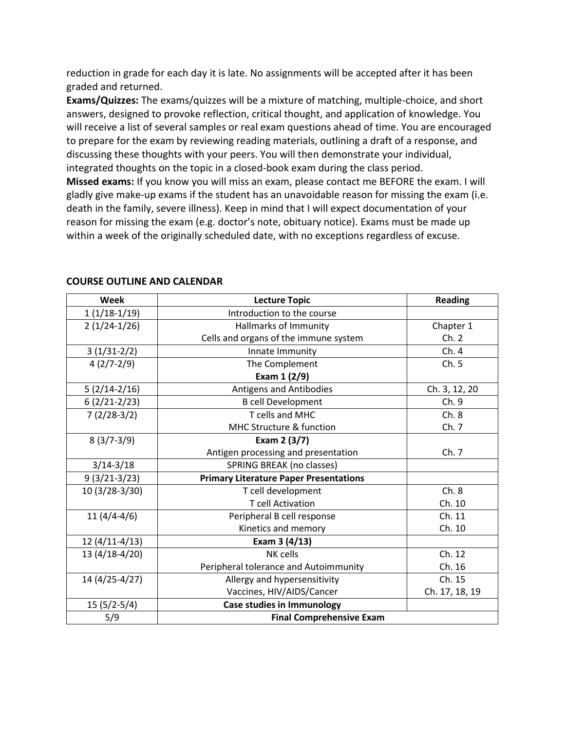reduction in grade for each day it is late. No assignments will be accepted after it has been graded and returned.

**Exams/Quizzes:** The exams/quizzes will be a mixture of matching, multiple-choice, and short answers, designed to provoke reflection, critical thought, and application of knowledge. You will receive a list of several samples or real exam questions ahead of time. You are encouraged to prepare for the exam by reviewing reading materials, outlining a draft of a response, and discussing these thoughts with your peers. You will then demonstrate your individual, integrated thoughts on the topic in a closed-book exam during the class period.

**Missed exams:** If you know you will miss an exam, please contact me BEFORE the exam. I will gladly give make-up exams if the student has an unavoidable reason for missing the exam (i.e. death in the family, severe illness). Keep in mind that I will expect documentation of your reason for missing the exam (e.g. doctor's note, obituary notice). Exams must be made up within a week of the originally scheduled date, with no exceptions regardless of excuse.

## COURSE OUTLINE AND CALENDAR

| Week | Lecture Topic | Reading |
|---|---|---|
| 1 (1/18-1/19) | Introduction to the course | |
| 2 (1/24-1/26) | Hallmarks of Immunity<br>Cells and organs of the immune system | Chapter 1<br>Ch. 2 |
| 3 (1/31-2/2) | Innate Immunity | Ch. 4 |
| 4 (2/7-2/9) | The Complement<br>**Exam 1 (2/9)** | Ch. 5 |
| 5 (2/14-2/16) | Antigens and Antibodies | Ch. 3, 12, 20 |
| 6 (2/21-2/23) | B cell Development | Ch. 9 |
| 7 (2/28-3/2) | T cells and MHC<br>MHC Structure & function | Ch. 8<br>Ch. 7 |
| 8 (3/7-3/9) | **Exam 2 (3/7)**<br>Antigen processing and presentation | <br>Ch. 7 |
| 3/14-3/18 | SPRING BREAK (no classes) | |
| 9 (3/21-3/23) | **Primary Literature Paper Presentations** | |
| 10 (3/28-3/30) | T cell development<br>T cell Activation | Ch. 8<br>Ch. 10 |
| 11 (4/4-4/6) | Peripheral B cell response<br>Kinetics and memory | Ch. 11<br>Ch. 10 |
| 12 (4/11-4/13) | **Exam 3 (4/13)** | |
| 13 (4/18-4/20) | NK cells<br>Peripheral tolerance and Autoimmunity | Ch. 12<br>Ch. 16 |
| 14 (4/25-4/27) | Allergy and hypersensitivity<br>Vaccines, HIV/AIDS/Cancer | Ch. 15<br>Ch. 17, 18, 19 |
| 15 (5/2-5/4) | **Case studies in Immunology** | |
| 5/9 | **Final Comprehensive Exam** | |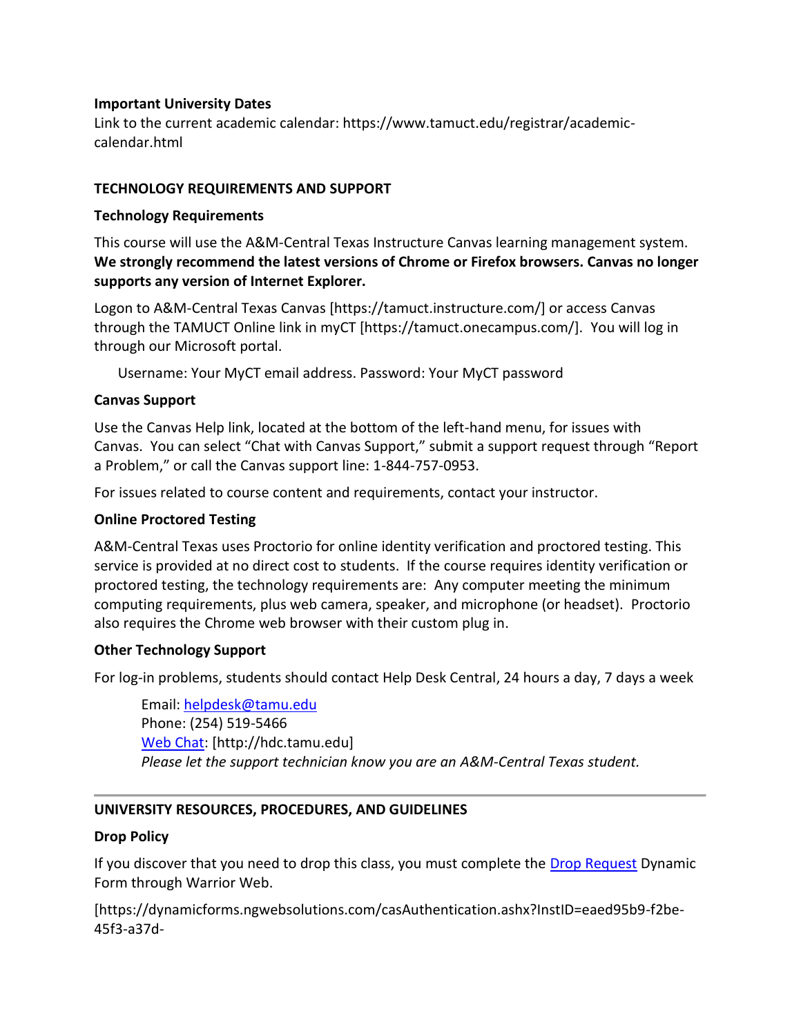**Important University Dates**

Link to the current academic calendar: https://www.tamuct.edu/registrar/academic-calendar.html

## TECHNOLOGY REQUIREMENTS AND SUPPORT

### Technology Requirements

This course will use the A&M-Central Texas Instructure Canvas learning management system. **We strongly recommend the latest versions of Chrome or Firefox browsers. Canvas no longer supports any version of Internet Explorer.**

Logon to A&M-Central Texas Canvas [https://tamuct.instructure.com/] or access Canvas through the TAMUCT Online link in myCT [https://tamuct.onecampus.com/]. You will log in through our Microsoft portal.

Username: Your MyCT email address. Password: Your MyCT password

### Canvas Support

Use the Canvas Help link, located at the bottom of the left-hand menu, for issues with Canvas. You can select "Chat with Canvas Support," submit a support request through "Report a Problem," or call the Canvas support line: 1-844-757-0953.

For issues related to course content and requirements, contact your instructor.

### Online Proctored Testing

A&M-Central Texas uses Proctorio for online identity verification and proctored testing. This service is provided at no direct cost to students. If the course requires identity verification or proctored testing, the technology requirements are: Any computer meeting the minimum computing requirements, plus web camera, speaker, and microphone (or headset). Proctorio also requires the Chrome web browser with their custom plug in.

### Other Technology Support

For log-in problems, students should contact Help Desk Central, 24 hours a day, 7 days a week

Email: helpdesk@tamu.edu
Phone: (254) 519-5466
Web Chat: [http://hdc.tamu.edu]
*Please let the support technician know you are an A&M-Central Texas student.*

---

## UNIVERSITY RESOURCES, PROCEDURES, AND GUIDELINES

### Drop Policy

If you discover that you need to drop this class, you must complete the Drop Request Dynamic Form through Warrior Web.

[https://dynamicforms.ngwebsolutions.com/casAuthentication.ashx?InstID=eaed95b9-f2be-45f3-a37d-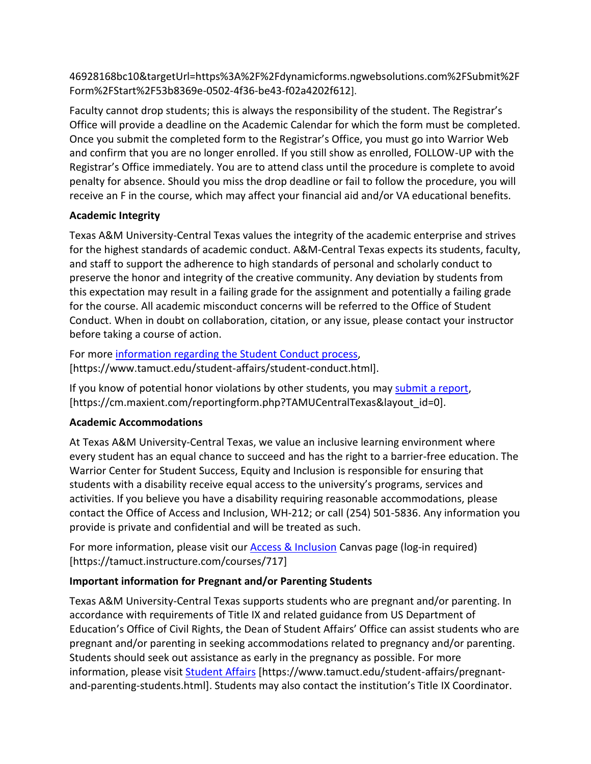46928168bc10&targetUrl=https%3A%2F%2Fdynamicforms.ngwebsolutions.com%2FSubmit%2FForm%2FStart%2F53b8369e-0502-4f36-be43-f02a4202f612].

Faculty cannot drop students; this is always the responsibility of the student. The Registrar's Office will provide a deadline on the Academic Calendar for which the form must be completed. Once you submit the completed form to the Registrar's Office, you must go into Warrior Web and confirm that you are no longer enrolled. If you still show as enrolled, FOLLOW-UP with the Registrar's Office immediately. You are to attend class until the procedure is complete to avoid penalty for absence. Should you miss the drop deadline or fail to follow the procedure, you will receive an F in the course, which may affect your financial aid and/or VA educational benefits.

**Academic Integrity**

Texas A&M University-Central Texas values the integrity of the academic enterprise and strives for the highest standards of academic conduct. A&M-Central Texas expects its students, faculty, and staff to support the adherence to high standards of personal and scholarly conduct to preserve the honor and integrity of the creative community. Any deviation by students from this expectation may result in a failing grade for the assignment and potentially a failing grade for the course. All academic misconduct concerns will be referred to the Office of Student Conduct. When in doubt on collaboration, citation, or any issue, please contact your instructor before taking a course of action.

For more information regarding the Student Conduct process, [https://www.tamuct.edu/student-affairs/student-conduct.html].

If you know of potential honor violations by other students, you may submit a report, [https://cm.maxient.com/reportingform.php?TAMUCentralTexas&layout_id=0].

**Academic Accommodations**

At Texas A&M University-Central Texas, we value an inclusive learning environment where every student has an equal chance to succeed and has the right to a barrier-free education. The Warrior Center for Student Success, Equity and Inclusion is responsible for ensuring that students with a disability receive equal access to the university's programs, services and activities. If you believe you have a disability requiring reasonable accommodations, please contact the Office of Access and Inclusion, WH-212; or call (254) 501-5836. Any information you provide is private and confidential and will be treated as such.

For more information, please visit our Access & Inclusion Canvas page (log-in required) [https://tamuct.instructure.com/courses/717]

**Important information for Pregnant and/or Parenting Students**

Texas A&M University-Central Texas supports students who are pregnant and/or parenting. In accordance with requirements of Title IX and related guidance from US Department of Education's Office of Civil Rights, the Dean of Student Affairs' Office can assist students who are pregnant and/or parenting in seeking accommodations related to pregnancy and/or parenting. Students should seek out assistance as early in the pregnancy as possible. For more information, please visit Student Affairs [https://www.tamuct.edu/student-affairs/pregnant-and-parenting-students.html]. Students may also contact the institution's Title IX Coordinator.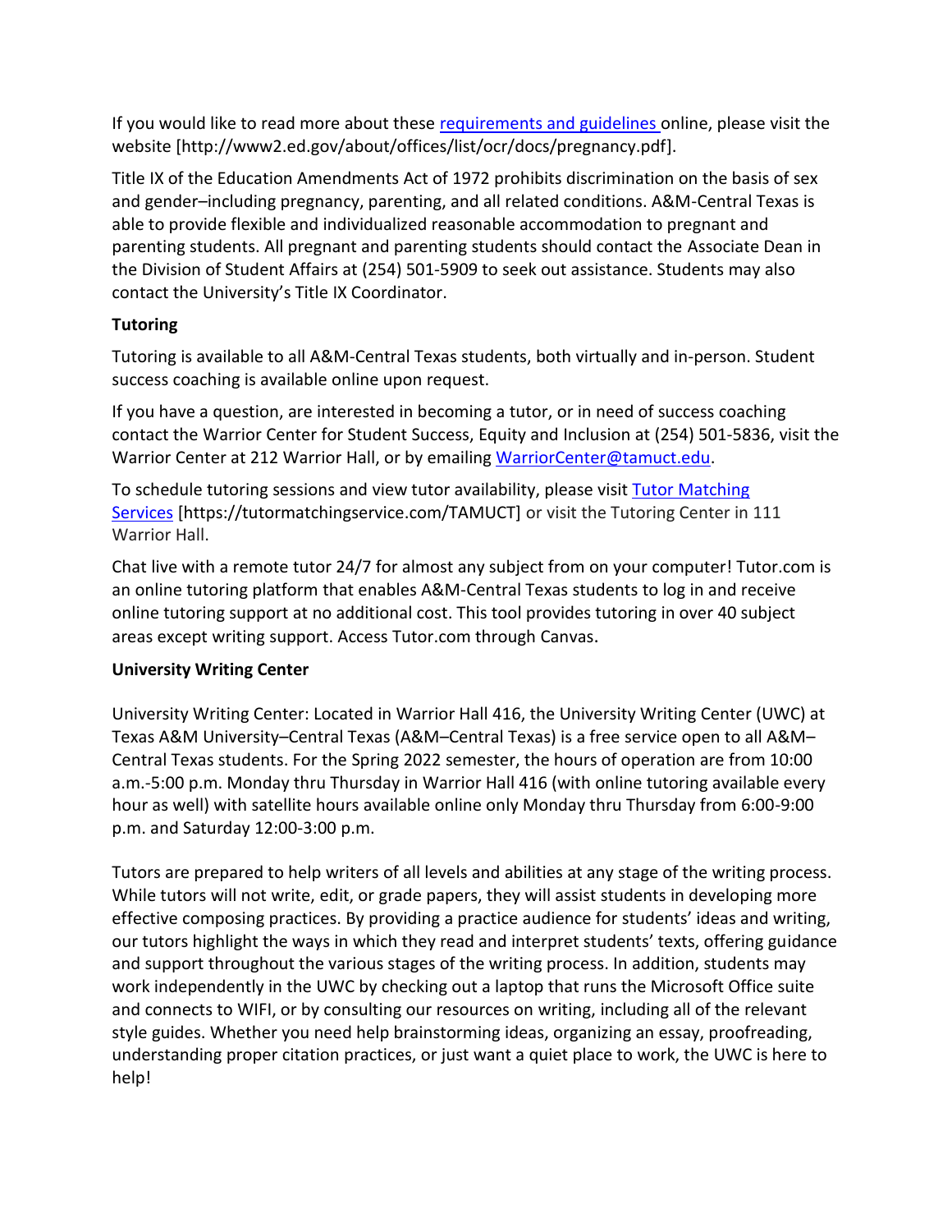If you would like to read more about these [requirements and guidelines](http://www2.ed.gov/about/offices/list/ocr/docs/pregnancy.pdf) online, please visit the website [http://www2.ed.gov/about/offices/list/ocr/docs/pregnancy.pdf].

Title IX of the Education Amendments Act of 1972 prohibits discrimination on the basis of sex and gender–including pregnancy, parenting, and all related conditions. A&M-Central Texas is able to provide flexible and individualized reasonable accommodation to pregnant and parenting students. All pregnant and parenting students should contact the Associate Dean in the Division of Student Affairs at (254) 501-5909 to seek out assistance. Students may also contact the University's Title IX Coordinator.

**Tutoring**

Tutoring is available to all A&M-Central Texas students, both virtually and in-person. Student success coaching is available online upon request.

If you have a question, are interested in becoming a tutor, or in need of success coaching contact the Warrior Center for Student Success, Equity and Inclusion at (254) 501-5836, visit the Warrior Center at 212 Warrior Hall, or by emailing [WarriorCenter@tamuct.edu](mailto:WarriorCenter@tamuct.edu).

To schedule tutoring sessions and view tutor availability, please visit [Tutor Matching Services](https://tutormatchingservice.com/TAMUCT) [https://tutormatchingservice.com/TAMUCT] or visit the Tutoring Center in 111 Warrior Hall.

Chat live with a remote tutor 24/7 for almost any subject from on your computer! Tutor.com is an online tutoring platform that enables A&M-Central Texas students to log in and receive online tutoring support at no additional cost. This tool provides tutoring in over 40 subject areas except writing support. Access Tutor.com through Canvas.

**University Writing Center**

University Writing Center: Located in Warrior Hall 416, the University Writing Center (UWC) at Texas A&M University–Central Texas (A&M–Central Texas) is a free service open to all A&M–Central Texas students. For the Spring 2022 semester, the hours of operation are from 10:00 a.m.-5:00 p.m. Monday thru Thursday in Warrior Hall 416 (with online tutoring available every hour as well) with satellite hours available online only Monday thru Thursday from 6:00-9:00 p.m. and Saturday 12:00-3:00 p.m.

Tutors are prepared to help writers of all levels and abilities at any stage of the writing process. While tutors will not write, edit, or grade papers, they will assist students in developing more effective composing practices. By providing a practice audience for students' ideas and writing, our tutors highlight the ways in which they read and interpret students' texts, offering guidance and support throughout the various stages of the writing process. In addition, students may work independently in the UWC by checking out a laptop that runs the Microsoft Office suite and connects to WIFI, or by consulting our resources on writing, including all of the relevant style guides. Whether you need help brainstorming ideas, organizing an essay, proofreading, understanding proper citation practices, or just want a quiet place to work, the UWC is here to help!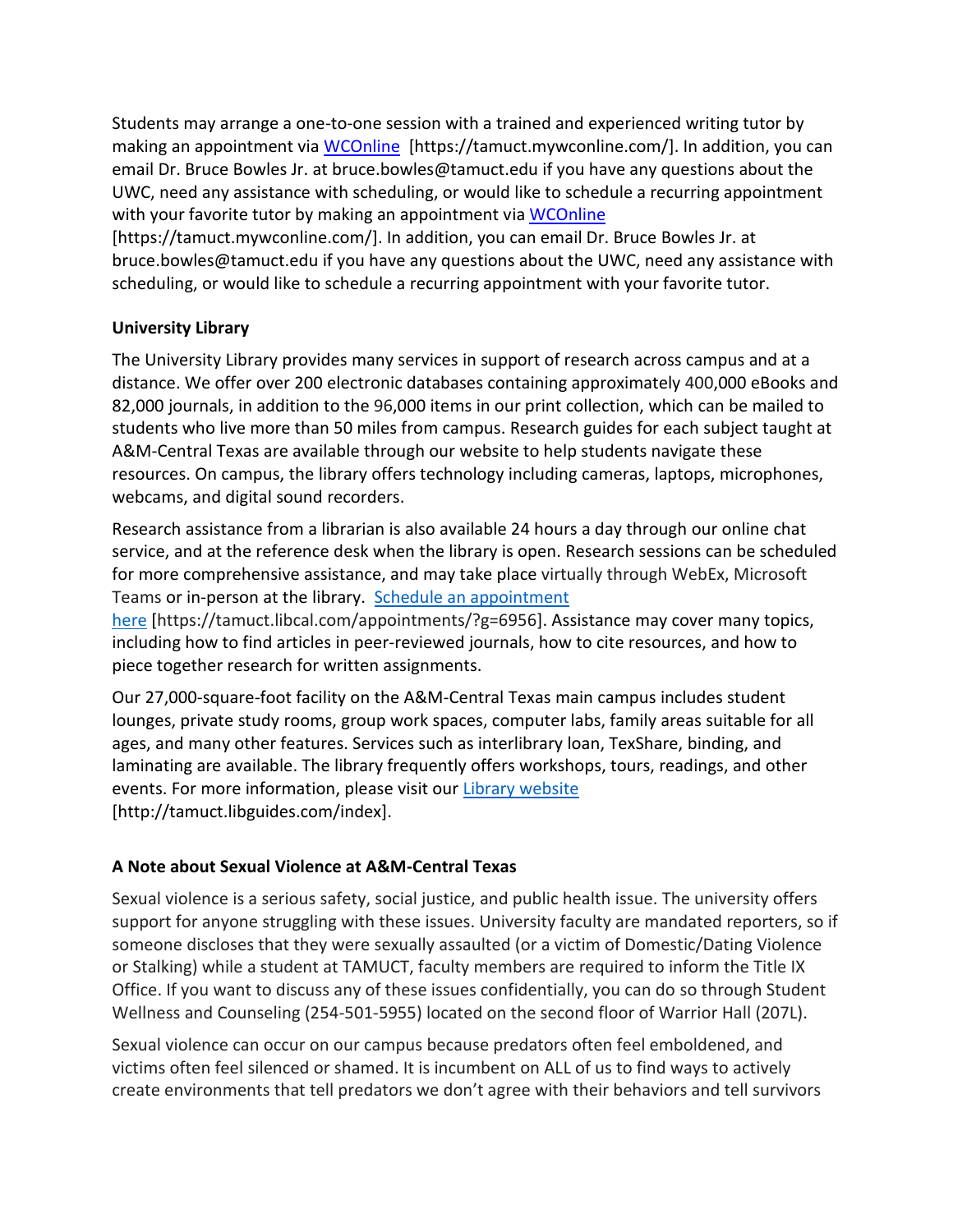Students may arrange a one-to-one session with a trained and experienced writing tutor by making an appointment via [WCOnline](https://tamuct.mywconline.com/) [https://tamuct.mywconline.com/]. In addition, you can email Dr. Bruce Bowles Jr. at bruce.bowles@tamuct.edu if you have any questions about the UWC, need any assistance with scheduling, or would like to schedule a recurring appointment with your favorite tutor by making an appointment via [WCOnline](https://tamuct.mywconline.com/) [https://tamuct.mywconline.com/]. In addition, you can email Dr. Bruce Bowles Jr. at bruce.bowles@tamuct.edu if you have any questions about the UWC, need any assistance with scheduling, or would like to schedule a recurring appointment with your favorite tutor.

**University Library**

The University Library provides many services in support of research across campus and at a distance. We offer over 200 electronic databases containing approximately 400,000 eBooks and 82,000 journals, in addition to the 96,000 items in our print collection, which can be mailed to students who live more than 50 miles from campus. Research guides for each subject taught at A&M-Central Texas are available through our website to help students navigate these resources. On campus, the library offers technology including cameras, laptops, microphones, webcams, and digital sound recorders.

Research assistance from a librarian is also available 24 hours a day through our online chat service, and at the reference desk when the library is open. Research sessions can be scheduled for more comprehensive assistance, and may take place virtually through WebEx, Microsoft Teams or in-person at the library. [Schedule an appointment here](https://tamuct.libcal.com/appointments/?g=6956) [https://tamuct.libcal.com/appointments/?g=6956]. Assistance may cover many topics, including how to find articles in peer-reviewed journals, how to cite resources, and how to piece together research for written assignments.

Our 27,000-square-foot facility on the A&M-Central Texas main campus includes student lounges, private study rooms, group work spaces, computer labs, family areas suitable for all ages, and many other features. Services such as interlibrary loan, TexShare, binding, and laminating are available. The library frequently offers workshops, tours, readings, and other events. For more information, please visit our [Library website](http://tamuct.libguides.com/index) [http://tamuct.libguides.com/index].

**A Note about Sexual Violence at A&M-Central Texas**

Sexual violence is a serious safety, social justice, and public health issue. The university offers support for anyone struggling with these issues. University faculty are mandated reporters, so if someone discloses that they were sexually assaulted (or a victim of Domestic/Dating Violence or Stalking) while a student at TAMUCT, faculty members are required to inform the Title IX Office. If you want to discuss any of these issues confidentially, you can do so through Student Wellness and Counseling (254-501-5955) located on the second floor of Warrior Hall (207L).

Sexual violence can occur on our campus because predators often feel emboldened, and victims often feel silenced or shamed. It is incumbent on ALL of us to find ways to actively create environments that tell predators we don't agree with their behaviors and tell survivors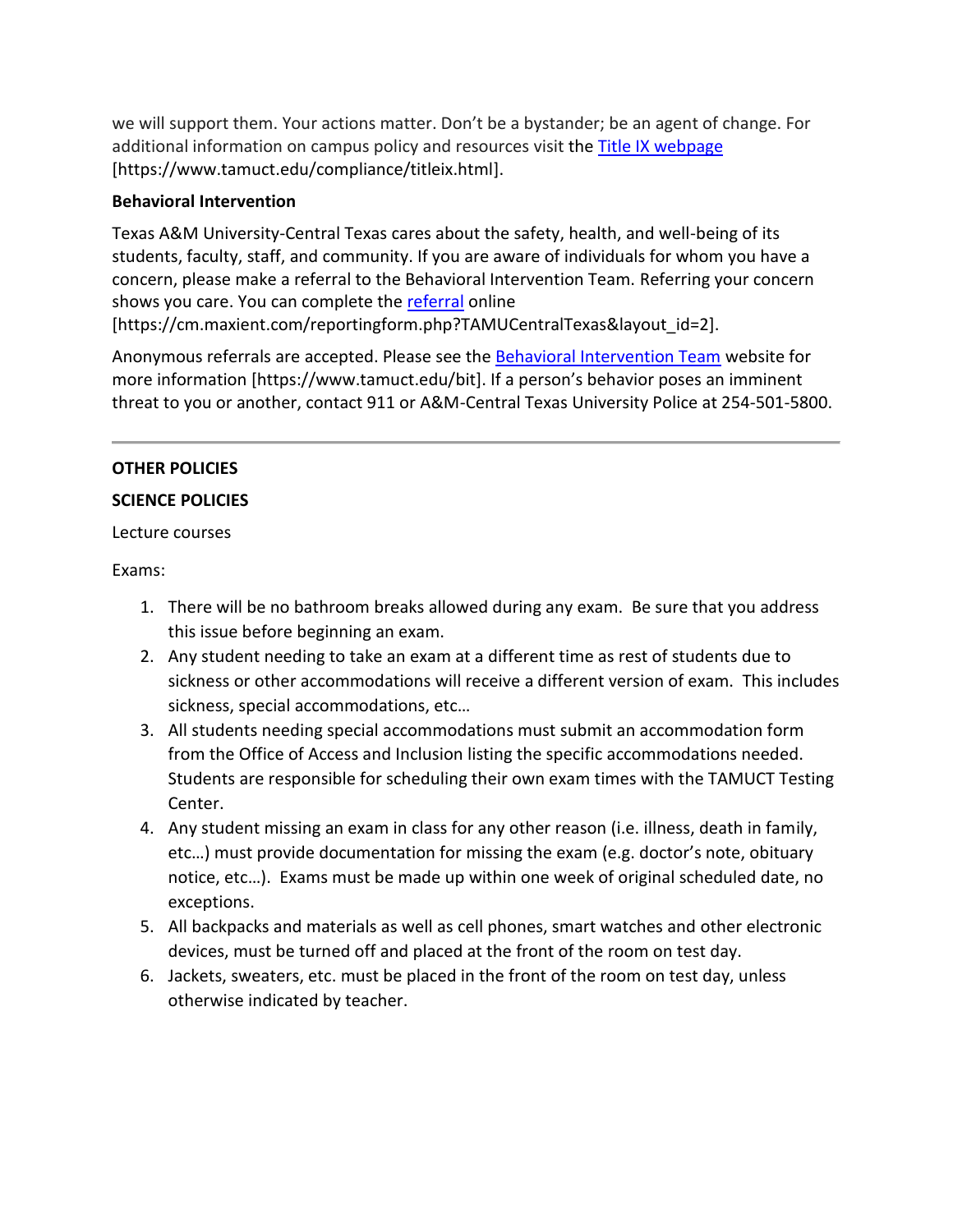we will support them. Your actions matter. Don't be a bystander; be an agent of change. For additional information on campus policy and resources visit the [Title IX webpage](https://www.tamuct.edu/compliance/titleix.html) [https://www.tamuct.edu/compliance/titleix.html].

**Behavioral Intervention**

Texas A&M University-Central Texas cares about the safety, health, and well-being of its students, faculty, staff, and community. If you are aware of individuals for whom you have a concern, please make a referral to the Behavioral Intervention Team. Referring your concern shows you care. You can complete the [referral](https://cm.maxient.com/reportingform.php?TAMUCentralTexas&layout_id=2) online [https://cm.maxient.com/reportingform.php?TAMUCentralTexas&layout_id=2].

Anonymous referrals are accepted. Please see the [Behavioral Intervention Team](https://www.tamuct.edu/bit) website for more information [https://www.tamuct.edu/bit]. If a person's behavior poses an imminent threat to you or another, contact 911 or A&M-Central Texas University Police at 254-501-5800.

---

**OTHER POLICIES**

**SCIENCE POLICIES**

Lecture courses

Exams:

1. There will be no bathroom breaks allowed during any exam. Be sure that you address this issue before beginning an exam.
2. Any student needing to take an exam at a different time as rest of students due to sickness or other accommodations will receive a different version of exam. This includes sickness, special accommodations, etc…
3. All students needing special accommodations must submit an accommodation form from the Office of Access and Inclusion listing the specific accommodations needed. Students are responsible for scheduling their own exam times with the TAMUCT Testing Center.
4. Any student missing an exam in class for any other reason (i.e. illness, death in family, etc…) must provide documentation for missing the exam (e.g. doctor's note, obituary notice, etc…). Exams must be made up within one week of original scheduled date, no exceptions.
5. All backpacks and materials as well as cell phones, smart watches and other electronic devices, must be turned off and placed at the front of the room on test day.
6. Jackets, sweaters, etc. must be placed in the front of the room on test day, unless otherwise indicated by teacher.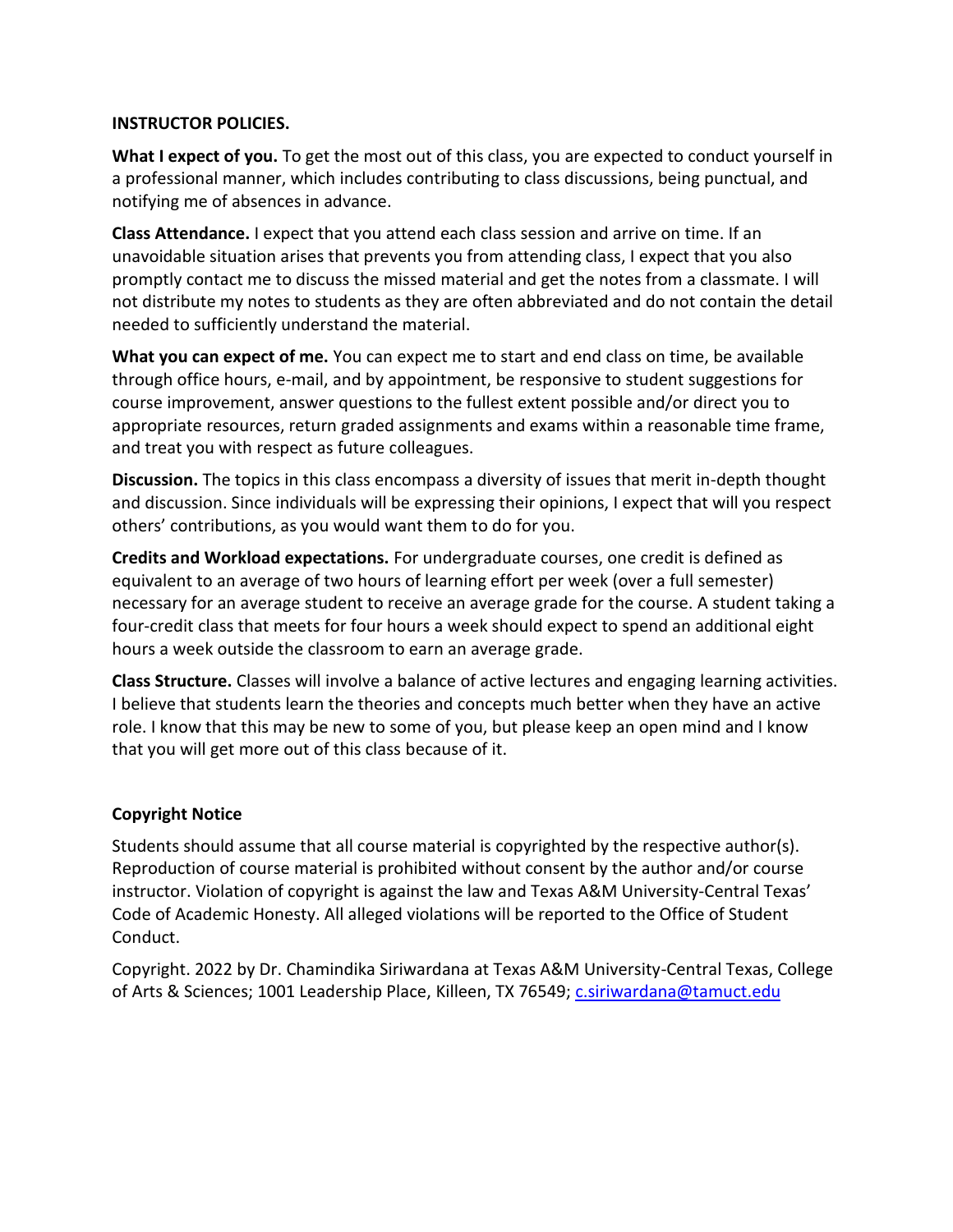**INSTRUCTOR POLICIES.**

**What I expect of you.** To get the most out of this class, you are expected to conduct yourself in a professional manner, which includes contributing to class discussions, being punctual, and notifying me of absences in advance.

**Class Attendance.** I expect that you attend each class session and arrive on time. If an unavoidable situation arises that prevents you from attending class, I expect that you also promptly contact me to discuss the missed material and get the notes from a classmate. I will not distribute my notes to students as they are often abbreviated and do not contain the detail needed to sufficiently understand the material.

**What you can expect of me.** You can expect me to start and end class on time, be available through office hours, e-mail, and by appointment, be responsive to student suggestions for course improvement, answer questions to the fullest extent possible and/or direct you to appropriate resources, return graded assignments and exams within a reasonable time frame, and treat you with respect as future colleagues.

**Discussion.** The topics in this class encompass a diversity of issues that merit in-depth thought and discussion. Since individuals will be expressing their opinions, I expect that will you respect others' contributions, as you would want them to do for you.

**Credits and Workload expectations.** For undergraduate courses, one credit is defined as equivalent to an average of two hours of learning effort per week (over a full semester) necessary for an average student to receive an average grade for the course. A student taking a four-credit class that meets for four hours a week should expect to spend an additional eight hours a week outside the classroom to earn an average grade.

**Class Structure.** Classes will involve a balance of active lectures and engaging learning activities. I believe that students learn the theories and concepts much better when they have an active role. I know that this may be new to some of you, but please keep an open mind and I know that you will get more out of this class because of it.

**Copyright Notice**

Students should assume that all course material is copyrighted by the respective author(s). Reproduction of course material is prohibited without consent by the author and/or course instructor. Violation of copyright is against the law and Texas A&M University-Central Texas' Code of Academic Honesty. All alleged violations will be reported to the Office of Student Conduct.

Copyright. 2022 by Dr. Chamindika Siriwardana at Texas A&M University-Central Texas, College of Arts & Sciences; 1001 Leadership Place, Killeen, TX 76549; c.siriwardana@tamuct.edu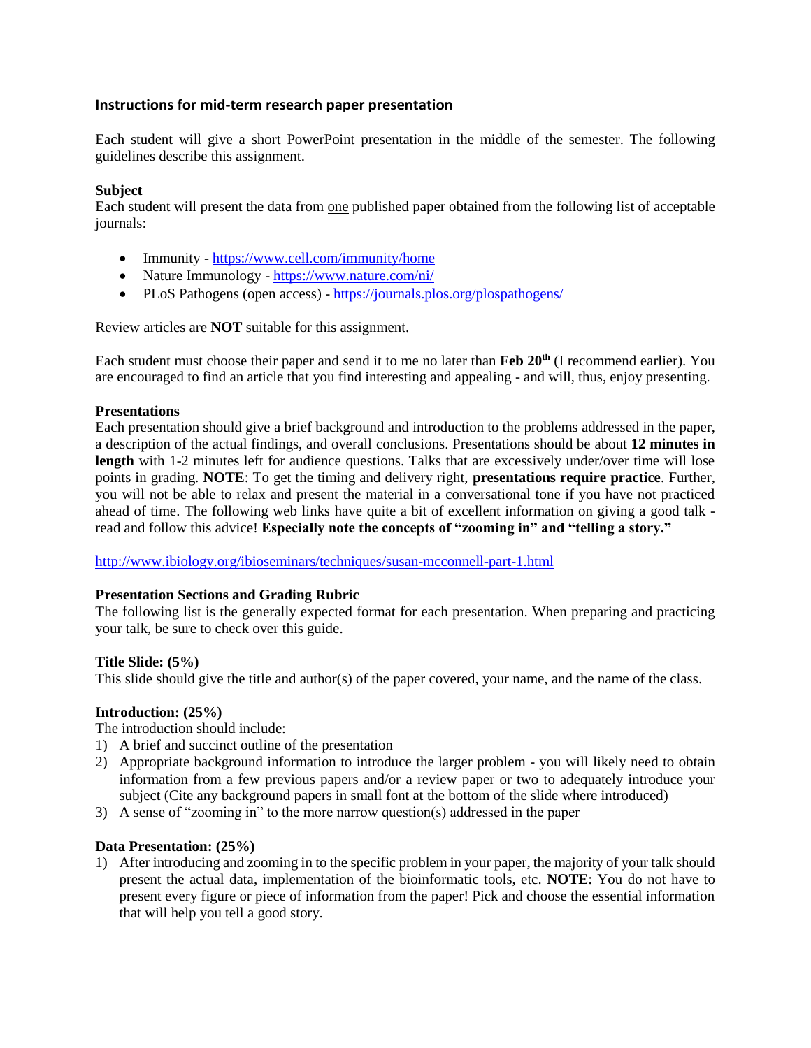## Instructions for mid-term research paper presentation

Each student will give a short PowerPoint presentation in the middle of the semester. The following guidelines describe this assignment.

**Subject**

Each student will present the data from one published paper obtained from the following list of acceptable journals:

- Immunity - https://www.cell.com/immunity/home
- Nature Immunology - https://www.nature.com/ni/
- PLoS Pathogens (open access) - https://journals.plos.org/plospathogens/

Review articles are **NOT** suitable for this assignment.

Each student must choose their paper and send it to me no later than **Feb 20th** (I recommend earlier). You are encouraged to find an article that you find interesting and appealing - and will, thus, enjoy presenting.

**Presentations**

Each presentation should give a brief background and introduction to the problems addressed in the paper, a description of the actual findings, and overall conclusions. Presentations should be about **12 minutes in length** with 1-2 minutes left for audience questions. Talks that are excessively under/over time will lose points in grading. **NOTE**: To get the timing and delivery right, **presentations require practice**. Further, you will not be able to relax and present the material in a conversational tone if you have not practiced ahead of time. The following web links have quite a bit of excellent information on giving a good talk - read and follow this advice! **Especially note the concepts of "zooming in" and "telling a story."**

http://www.ibiology.org/ibioseminars/techniques/susan-mcconnell-part-1.html

**Presentation Sections and Grading Rubric**

The following list is the generally expected format for each presentation. When preparing and practicing your talk, be sure to check over this guide.

**Title Slide: (5%)**

This slide should give the title and author(s) of the paper covered, your name, and the name of the class.

**Introduction: (25%)**

The introduction should include:

1) A brief and succinct outline of the presentation
2) Appropriate background information to introduce the larger problem - you will likely need to obtain information from a few previous papers and/or a review paper or two to adequately introduce your subject (Cite any background papers in small font at the bottom of the slide where introduced)
3) A sense of "zooming in" to the more narrow question(s) addressed in the paper

**Data Presentation: (25%)**

1) After introducing and zooming in to the specific problem in your paper, the majority of your talk should present the actual data, implementation of the bioinformatic tools, etc. **NOTE**: You do not have to present every figure or piece of information from the paper! Pick and choose the essential information that will help you tell a good story.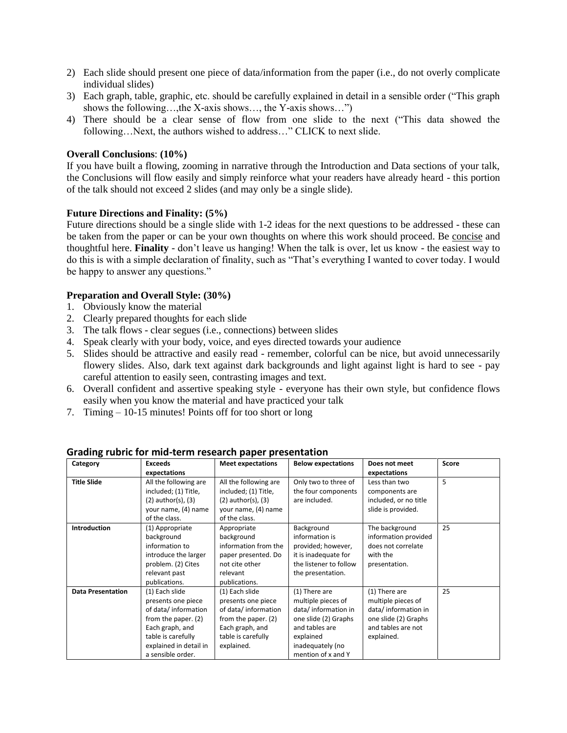2) Each slide should present one piece of data/information from the paper (i.e., do not overly complicate individual slides)
3) Each graph, table, graphic, etc. should be carefully explained in detail in a sensible order ("This graph shows the following…,the X-axis shows…, the Y-axis shows…")
4) There should be a clear sense of flow from one slide to the next ("This data showed the following…Next, the authors wished to address…" CLICK to next slide.

**Overall Conclusions**: **(10%)**

If you have built a flowing, zooming in narrative through the Introduction and Data sections of your talk, the Conclusions will flow easily and simply reinforce what your readers have already heard - this portion of the talk should not exceed 2 slides (and may only be a single slide).

**Future Directions and Finality: (5%)**

Future directions should be a single slide with 1-2 ideas for the next questions to be addressed - these can be taken from the paper or can be your own thoughts on where this work should proceed. Be concise and thoughtful here. **Finality** - don't leave us hanging! When the talk is over, let us know - the easiest way to do this is with a simple declaration of finality, such as "That's everything I wanted to cover today. I would be happy to answer any questions."

**Preparation and Overall Style: (30%)**

1. Obviously know the material
2. Clearly prepared thoughts for each slide
3. The talk flows - clear segues (i.e., connections) between slides
4. Speak clearly with your body, voice, and eyes directed towards your audience
5. Slides should be attractive and easily read - remember, colorful can be nice, but avoid unnecessarily flowery slides. Also, dark text against dark backgrounds and light against light is hard to see - pay careful attention to easily seen, contrasting images and text.
6. Overall confident and assertive speaking style - everyone has their own style, but confidence flows easily when you know the material and have practiced your talk
7. Timing – 10-15 minutes! Points off for too short or long

## Grading rubric for mid-term research paper presentation

| Category | Exceeds expectations | Meet expectations | Below expectations | Does not meet expectations | Score |
|---|---|---|---|---|---|
| **Title Slide** | All the following are included; (1) Title, (2) author(s), (3) your name, (4) name of the class. | All the following are included; (1) Title, (2) author(s), (3) your name, (4) name of the class. | Only two to three of the four components are included. | Less than two components are included, or no title slide is provided. | 5 |
| **Introduction** | (1) Appropriate background information to introduce the larger problem. (2) Cites relevant past publications. | Appropriate background information from the paper presented. Do not cite other relevant publications. | Background information is provided; however, it is inadequate for the listener to follow the presentation. | The background information provided does not correlate with the presentation. | 25 |
| **Data Presentation** | (1) Each slide presents one piece of data/ information from the paper. (2) Each graph, and table is carefully explained in detail in a sensible order. | (1) Each slide presents one piece of data/ information from the paper. (2) Each graph, and table is carefully explained. | (1) There are multiple pieces of data/ information in one slide (2) Graphs and tables are explained inadequately (no mention of x and Y | (1) There are multiple pieces of data/ information in one slide (2) Graphs and tables are not explained. | 25 |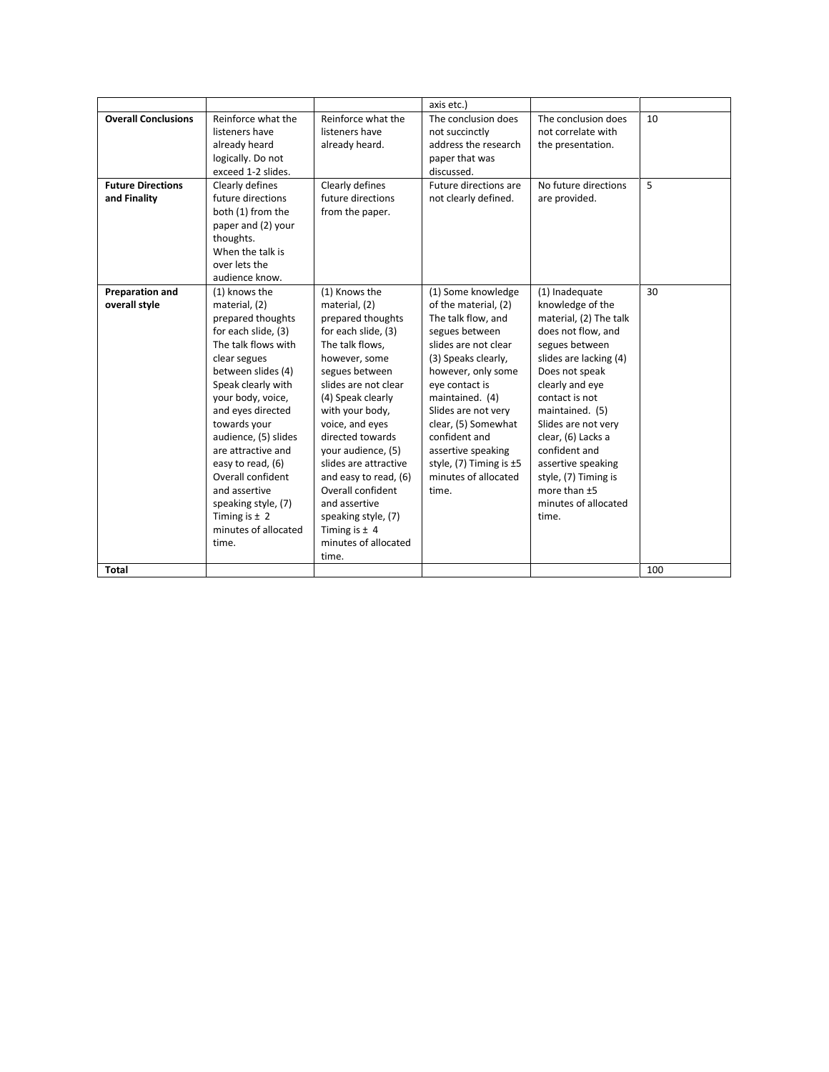| | | | | | |
|---|---|---|---|---|---|
| | | | axis etc.) | | |
| **Overall Conclusions** | Reinforce what the listeners have already heard logically. Do not exceed 1-2 slides. | Reinforce what the listeners have already heard. | The conclusion does not succinctly address the research paper that was discussed. | The conclusion does not correlate with the presentation. | 10 |
| **Future Directions and Finality** | Clearly defines future directions both (1) from the paper and (2) your thoughts. When the talk is over lets the audience know. | Clearly defines future directions from the paper. | Future directions are not clearly defined. | No future directions are provided. | 5 |
| **Preparation and overall style** | (1) knows the material, (2) prepared thoughts for each slide, (3) The talk flows with clear segues between slides (4) Speak clearly with your body, voice, and eyes directed towards your audience, (5) slides are attractive and easy to read, (6) Overall confident and assertive speaking style, (7) Timing is ± 2 minutes of allocated time. | (1) Knows the material, (2) prepared thoughts for each slide, (3) The talk flows, however, some segues between slides are not clear (4) Speak clearly with your body, voice, and eyes directed towards your audience, (5) slides are attractive and easy to read, (6) Overall confident and assertive speaking style, (7) Timing is ± 4 minutes of allocated time. | (1) Some knowledge of the material, (2) The talk flow, and segues between slides are not clear (3) Speaks clearly, however, only some eye contact is maintained. (4) Slides are not very clear, (5) Somewhat confident and assertive speaking style, (7) Timing is ±5 minutes of allocated time. | (1) Inadequate knowledge of the material, (2) The talk does not flow, and segues between slides are lacking (4) Does not speak clearly and eye contact is not maintained. (5) Slides are not very clear, (6) Lacks a confident and assertive speaking style, (7) Timing is more than ±5 minutes of allocated time. | 30 |
| **Total** | | | | | 100 |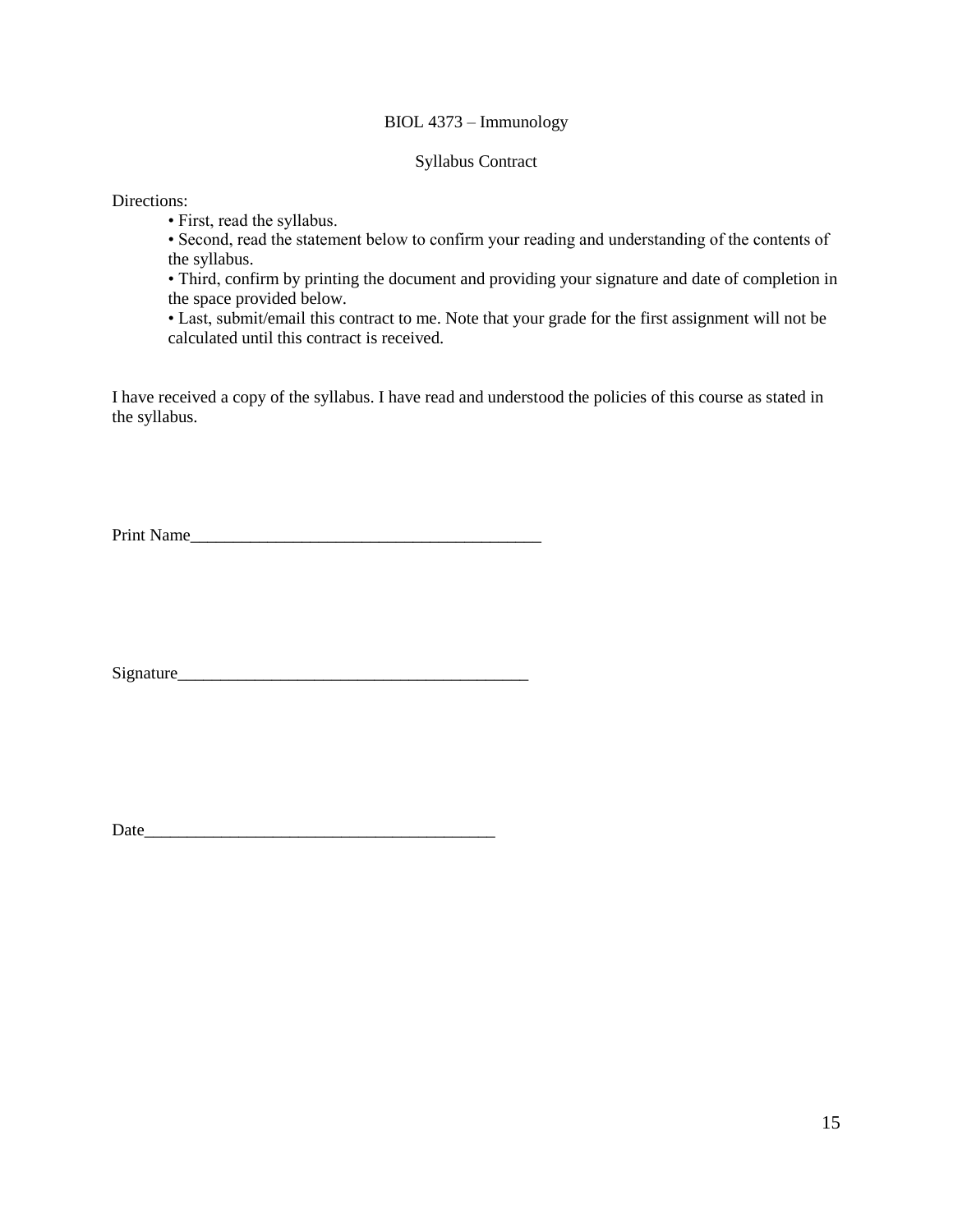BIOL 4373 – Immunology

Syllabus Contract

Directions:

- First, read the syllabus.
- Second, read the statement below to confirm your reading and understanding of the contents of the syllabus.
- Third, confirm by printing the document and providing your signature and date of completion in the space provided below.
- Last, submit/email this contract to me. Note that your grade for the first assignment will not be calculated until this contract is received.

I have received a copy of the syllabus. I have read and understood the policies of this course as stated in the syllabus.

Print Name__________________________________________

Signature__________________________________________

Date__________________________________________